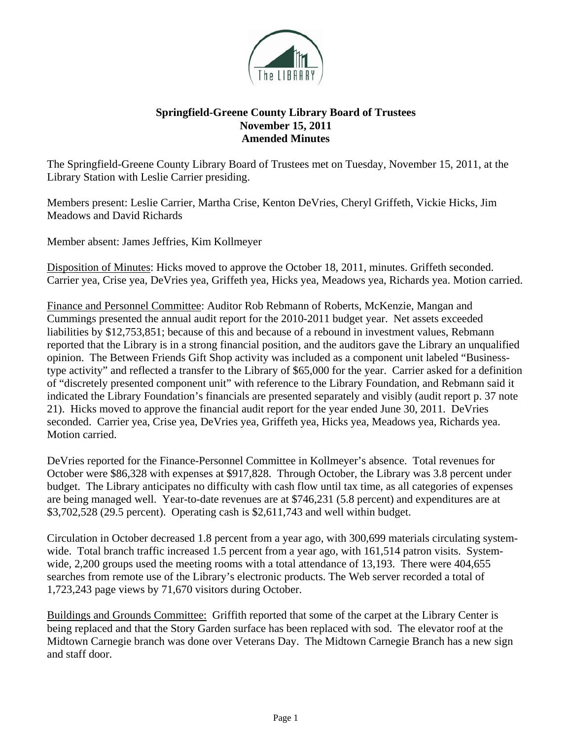**Springfield-Greene County Library Board of Trustees**
**November 15, 2011**
**Amended Minutes**

The Springfield-Greene County Library Board of Trustees met on Tuesday, November 15, 2011, at the Library Station with Leslie Carrier presiding.

Members present: Leslie Carrier, Martha Crise, Kenton DeVries, Cheryl Griffeth, Vickie Hicks, Jim Meadows and David Richards

Member absent: James Jeffries, Kim Kollmeyer

Disposition of Minutes: Hicks moved to approve the October 18, 2011, minutes. Griffeth seconded. Carrier yea, Crise yea, DeVries yea, Griffeth yea, Hicks yea, Meadows yea, Richards yea. Motion carried.

Finance and Personnel Committee: Auditor Rob Rebmann of Roberts, McKenzie, Mangan and Cummings presented the annual audit report for the 2010-2011 budget year. Net assets exceeded liabilities by $12,753,851; because of this and because of a rebound in investment values, Rebmann reported that the Library is in a strong financial position, and the auditors gave the Library an unqualified opinion. The Between Friends Gift Shop activity was included as a component unit labeled "Business-type activity" and reflected a transfer to the Library of $65,000 for the year. Carrier asked for a definition of "discretely presented component unit" with reference to the Library Foundation, and Rebmann said it indicated the Library Foundation's financials are presented separately and visibly (audit report p. 37 note 21). Hicks moved to approve the financial audit report for the year ended June 30, 2011. DeVries seconded. Carrier yea, Crise yea, DeVries yea, Griffeth yea, Hicks yea, Meadows yea, Richards yea. Motion carried.

DeVries reported for the Finance-Personnel Committee in Kollmeyer's absence. Total revenues for October were $86,328 with expenses at $917,828. Through October, the Library was 3.8 percent under budget. The Library anticipates no difficulty with cash flow until tax time, as all categories of expenses are being managed well. Year-to-date revenues are at $746,231 (5.8 percent) and expenditures are at $3,702,528 (29.5 percent). Operating cash is $2,611,743 and well within budget.

Circulation in October decreased 1.8 percent from a year ago, with 300,699 materials circulating system-wide. Total branch traffic increased 1.5 percent from a year ago, with 161,514 patron visits. System-wide, 2,200 groups used the meeting rooms with a total attendance of 13,193. There were 404,655 searches from remote use of the Library's electronic products. The Web server recorded a total of 1,723,243 page views by 71,670 visitors during October.

Buildings and Grounds Committee: Griffith reported that some of the carpet at the Library Center is being replaced and that the Story Garden surface has been replaced with sod. The elevator roof at the Midtown Carnegie branch was done over Veterans Day. The Midtown Carnegie Branch has a new sign and staff door.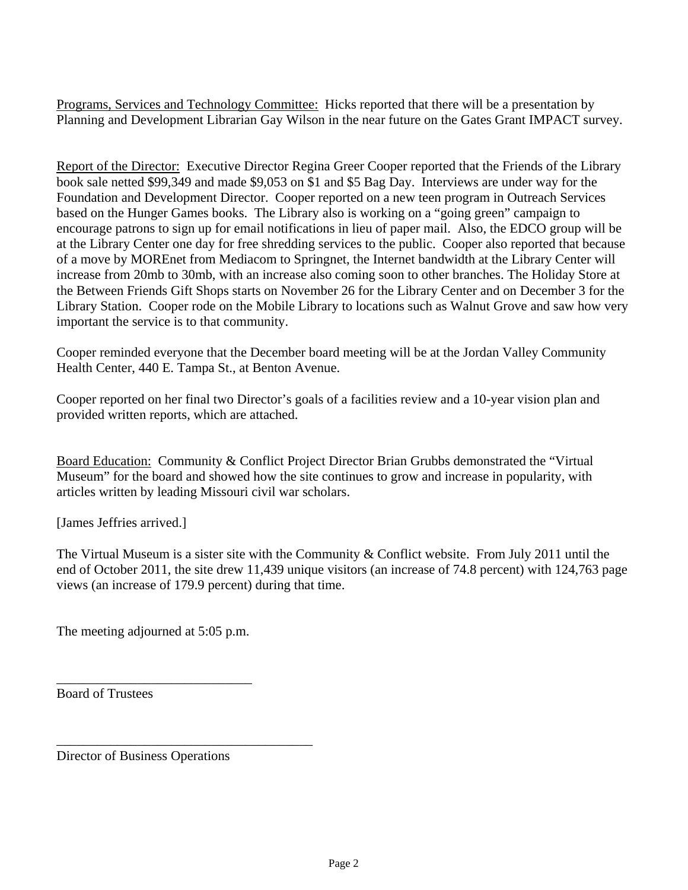Programs, Services and Technology Committee: Hicks reported that there will be a presentation by Planning and Development Librarian Gay Wilson in the near future on the Gates Grant IMPACT survey.

Report of the Director: Executive Director Regina Greer Cooper reported that the Friends of the Library book sale netted $99,349 and made $9,053 on $1 and $5 Bag Day. Interviews are under way for the Foundation and Development Director. Cooper reported on a new teen program in Outreach Services based on the Hunger Games books. The Library also is working on a "going green" campaign to encourage patrons to sign up for email notifications in lieu of paper mail. Also, the EDCO group will be at the Library Center one day for free shredding services to the public. Cooper also reported that because of a move by MOREnet from Mediacom to Springnet, the Internet bandwidth at the Library Center will increase from 20mb to 30mb, with an increase also coming soon to other branches. The Holiday Store at the Between Friends Gift Shops starts on November 26 for the Library Center and on December 3 for the Library Station. Cooper rode on the Mobile Library to locations such as Walnut Grove and saw how very important the service is to that community.

Cooper reminded everyone that the December board meeting will be at the Jordan Valley Community Health Center, 440 E. Tampa St., at Benton Avenue.

Cooper reported on her final two Director's goals of a facilities review and a 10-year vision plan and provided written reports, which are attached.

Board Education: Community & Conflict Project Director Brian Grubbs demonstrated the "Virtual Museum" for the board and showed how the site continues to grow and increase in popularity, with articles written by leading Missouri civil war scholars.

[James Jeffries arrived.]

The Virtual Museum is a sister site with the Community & Conflict website. From July 2011 until the end of October 2011, the site drew 11,439 unique visitors (an increase of 74.8 percent) with 124,763 page views (an increase of 179.9 percent) during that time.

The meeting adjourned at 5:05 p.m.

\_\_\_\_\_\_\_\_\_\_\_\_\_\_\_\_\_\_\_\_\_\_\_\_\_\_\_\_\_\_

Board of Trustees

\_\_\_\_\_\_\_\_\_\_\_\_\_\_\_\_\_\_\_\_\_\_\_\_\_\_\_\_\_\_\_\_\_\_\_\_\_\_

Director of Business Operations